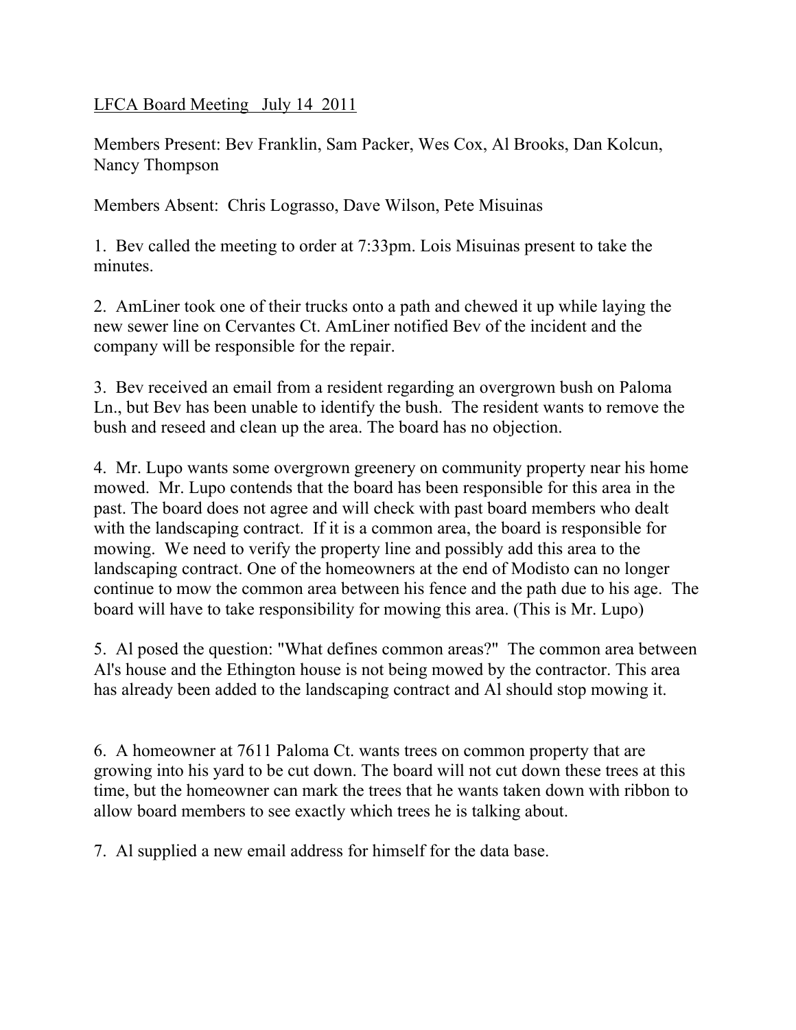LFCA Board Meeting   July 14  2011

Members Present: Bev Franklin, Sam Packer, Wes Cox, Al Brooks, Dan Kolcun, Nancy Thompson

Members Absent:  Chris Lograsso, Dave Wilson, Pete Misuinas

1.  Bev called the meeting to order at 7:33pm. Lois Misuinas present to take the minutes.

2.  AmLiner took one of their trucks onto a path and chewed it up while laying the new sewer line on Cervantes Ct. AmLiner notified Bev of the incident and the company will be responsible for the repair.

3.  Bev received an email from a resident regarding an overgrown bush on Paloma Ln., but Bev has been unable to identify the bush.  The resident wants to remove the bush and reseed and clean up the area. The board has no objection.

4.  Mr. Lupo wants some overgrown greenery on community property near his home mowed.  Mr. Lupo contends that the board has been responsible for this area in the past. The board does not agree and will check with past board members who dealt with the landscaping contract.  If it is a common area, the board is responsible for mowing.  We need to verify the property line and possibly add this area to the landscaping contract. One of the homeowners at the end of Modisto can no longer continue to mow the common area between his fence and the path due to his age.  The board will have to take responsibility for mowing this area. (This is Mr. Lupo)

5.  Al posed the question: "What defines common areas?"  The common area between Al's house and the Ethington house is not being mowed by the contractor. This area has already been added to the landscaping contract and Al should stop mowing it.

6.  A homeowner at 7611 Paloma Ct. wants trees on common property that are growing into his yard to be cut down. The board will not cut down these trees at this time, but the homeowner can mark the trees that he wants taken down with ribbon to allow board members to see exactly which trees he is talking about.

7.  Al supplied a new email address for himself for the data base.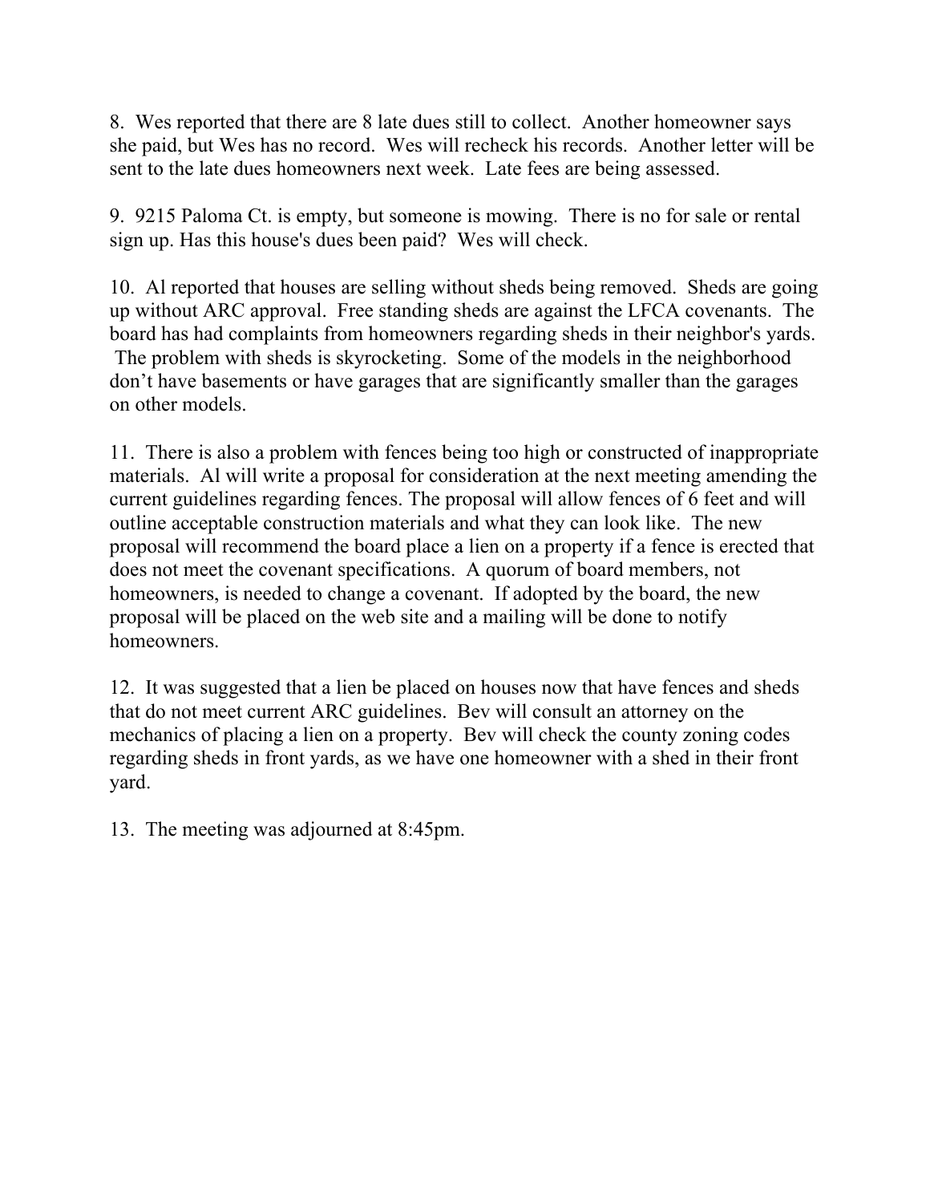8. Wes reported that there are 8 late dues still to collect. Another homeowner says she paid, but Wes has no record. Wes will recheck his records. Another letter will be sent to the late dues homeowners next week. Late fees are being assessed.

9. 9215 Paloma Ct. is empty, but someone is mowing. There is no for sale or rental sign up. Has this house's dues been paid? Wes will check.

10. Al reported that houses are selling without sheds being removed. Sheds are going up without ARC approval. Free standing sheds are against the LFCA covenants. The board has had complaints from homeowners regarding sheds in their neighbor's yards. The problem with sheds is skyrocketing. Some of the models in the neighborhood don't have basements or have garages that are significantly smaller than the garages on other models.

11. There is also a problem with fences being too high or constructed of inappropriate materials. Al will write a proposal for consideration at the next meeting amending the current guidelines regarding fences. The proposal will allow fences of 6 feet and will outline acceptable construction materials and what they can look like. The new proposal will recommend the board place a lien on a property if a fence is erected that does not meet the covenant specifications. A quorum of board members, not homeowners, is needed to change a covenant. If adopted by the board, the new proposal will be placed on the web site and a mailing will be done to notify homeowners.

12. It was suggested that a lien be placed on houses now that have fences and sheds that do not meet current ARC guidelines. Bev will consult an attorney on the mechanics of placing a lien on a property. Bev will check the county zoning codes regarding sheds in front yards, as we have one homeowner with a shed in their front yard.

13. The meeting was adjourned at 8:45pm.